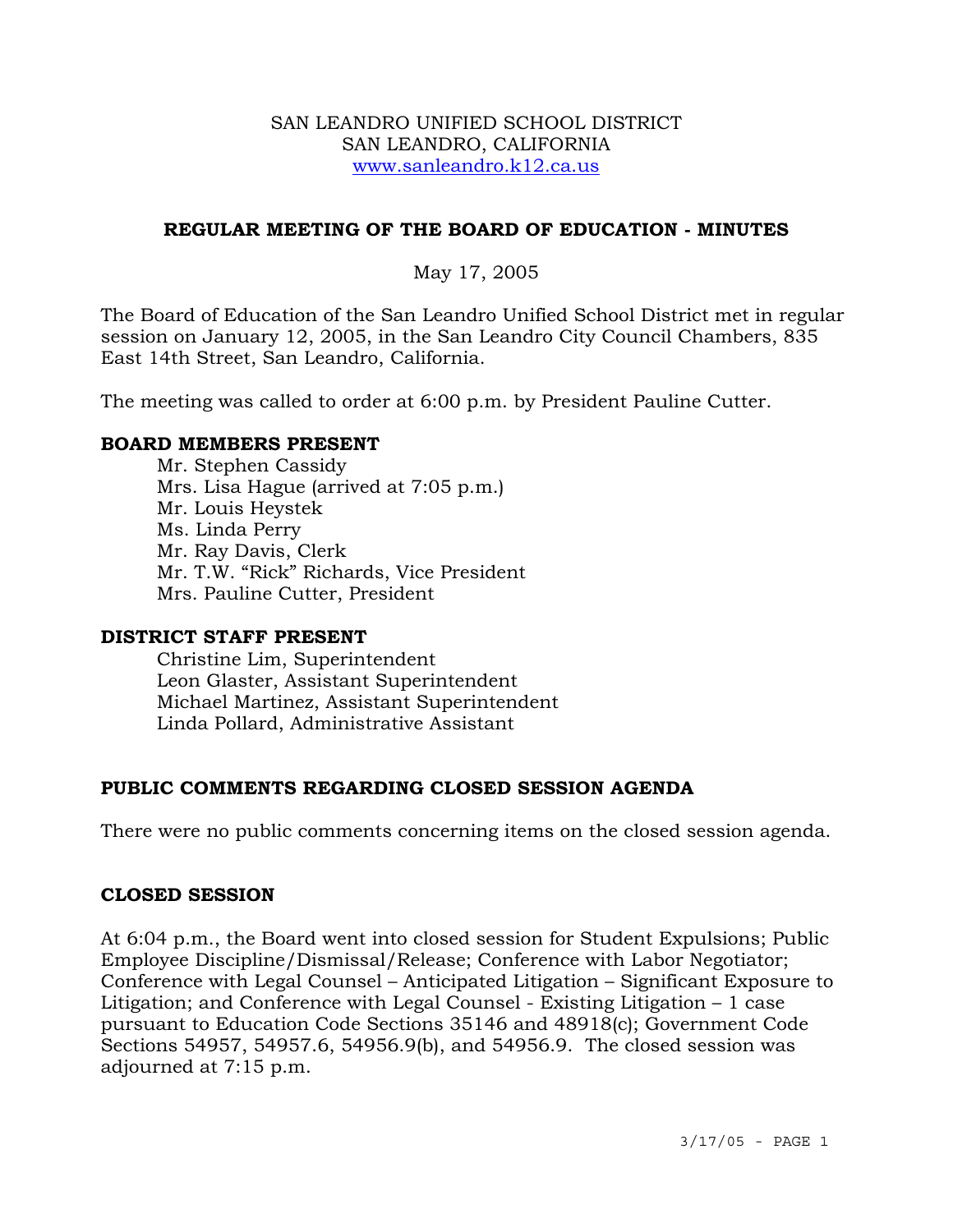SAN LEANDRO UNIFIED SCHOOL DISTRICT
SAN LEANDRO, CALIFORNIA
www.sanleandro.k12.ca.us

## REGULAR MEETING OF THE BOARD OF EDUCATION - MINUTES

May 17, 2005

The Board of Education of the San Leandro Unified School District met in regular session on January 12, 2005, in the San Leandro City Council Chambers, 835 East 14th Street, San Leandro, California.

The meeting was called to order at 6:00 p.m. by President Pauline Cutter.

### BOARD MEMBERS PRESENT

Mr. Stephen Cassidy
Mrs. Lisa Hague (arrived at 7:05 p.m.)
Mr. Louis Heystek
Ms. Linda Perry
Mr. Ray Davis, Clerk
Mr. T.W. "Rick" Richards, Vice President
Mrs. Pauline Cutter, President

### DISTRICT STAFF PRESENT

Christine Lim, Superintendent
Leon Glaster, Assistant Superintendent
Michael Martinez, Assistant Superintendent
Linda Pollard, Administrative Assistant

### PUBLIC COMMENTS REGARDING CLOSED SESSION AGENDA

There were no public comments concerning items on the closed session agenda.

### CLOSED SESSION

At 6:04 p.m., the Board went into closed session for Student Expulsions; Public Employee Discipline/Dismissal/Release; Conference with Labor Negotiator; Conference with Legal Counsel – Anticipated Litigation – Significant Exposure to Litigation; and Conference with Legal Counsel - Existing Litigation – 1 case pursuant to Education Code Sections 35146 and 48918(c); Government Code Sections 54957, 54957.6, 54956.9(b), and 54956.9. The closed session was adjourned at 7:15 p.m.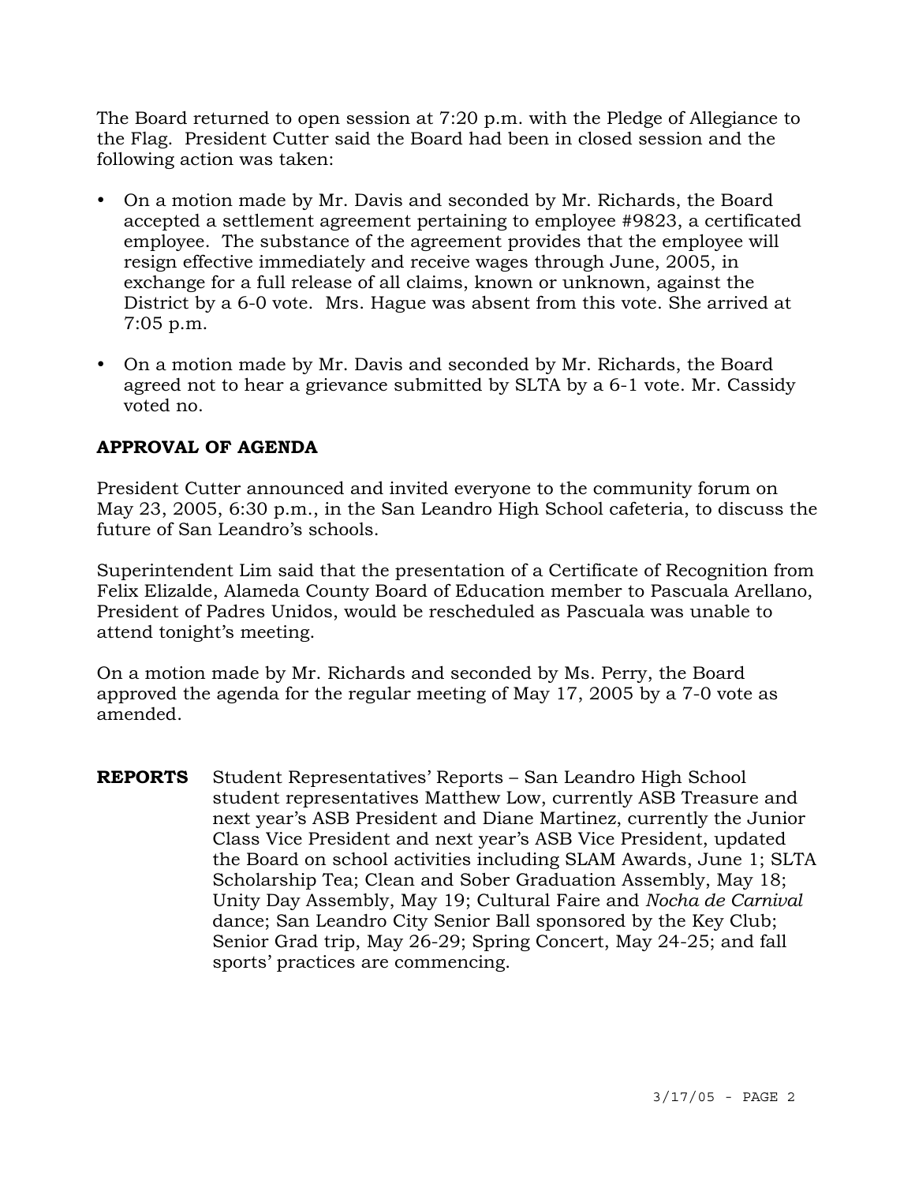The Board returned to open session at 7:20 p.m. with the Pledge of Allegiance to the Flag. President Cutter said the Board had been in closed session and the following action was taken:

- On a motion made by Mr. Davis and seconded by Mr. Richards, the Board accepted a settlement agreement pertaining to employee #9823, a certificated employee. The substance of the agreement provides that the employee will resign effective immediately and receive wages through June, 2005, in exchange for a full release of all claims, known or unknown, against the District by a 6-0 vote. Mrs. Hague was absent from this vote. She arrived at 7:05 p.m.
- On a motion made by Mr. Davis and seconded by Mr. Richards, the Board agreed not to hear a grievance submitted by SLTA by a 6-1 vote. Mr. Cassidy voted no.

**APPROVAL OF AGENDA**

President Cutter announced and invited everyone to the community forum on May 23, 2005, 6:30 p.m., in the San Leandro High School cafeteria, to discuss the future of San Leandro's schools.

Superintendent Lim said that the presentation of a Certificate of Recognition from Felix Elizalde, Alameda County Board of Education member to Pascuala Arellano, President of Padres Unidos, would be rescheduled as Pascuala was unable to attend tonight's meeting.

On a motion made by Mr. Richards and seconded by Ms. Perry, the Board approved the agenda for the regular meeting of May 17, 2005 by a 7-0 vote as amended.

**REPORTS** Student Representatives' Reports – San Leandro High School student representatives Matthew Low, currently ASB Treasure and next year's ASB President and Diane Martinez, currently the Junior Class Vice President and next year's ASB Vice President, updated the Board on school activities including SLAM Awards, June 1; SLTA Scholarship Tea; Clean and Sober Graduation Assembly, May 18; Unity Day Assembly, May 19; Cultural Faire and *Nocha de Carnival* dance; San Leandro City Senior Ball sponsored by the Key Club; Senior Grad trip, May 26-29; Spring Concert, May 24-25; and fall sports' practices are commencing.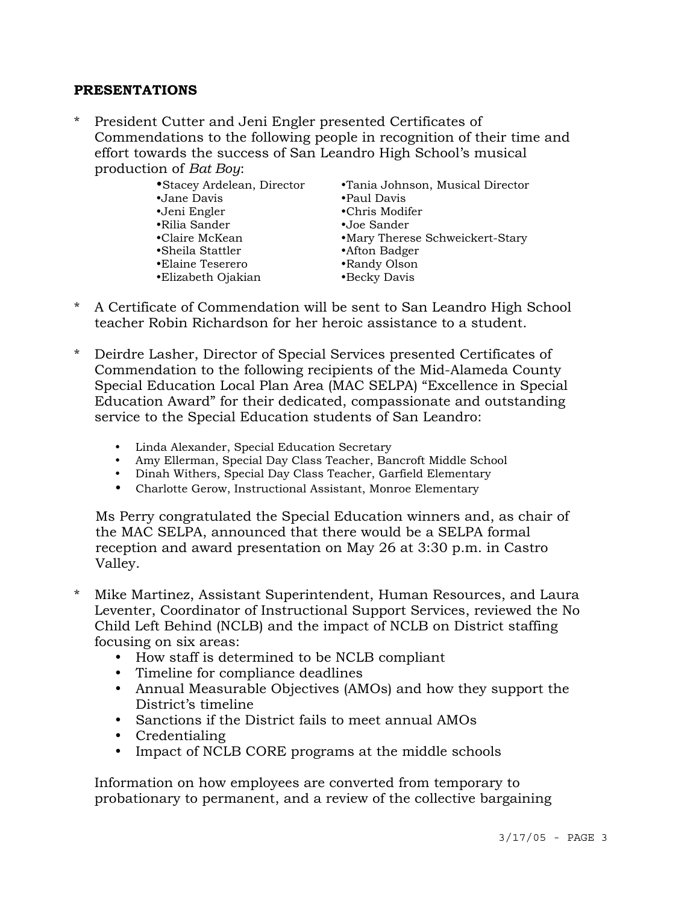**PRESENTATIONS**

* President Cutter and Jeni Engler presented Certificates of Commendations to the following people in recognition of their time and effort towards the success of San Leandro High School's musical production of *Bat Boy*:
  - Stacey Ardelean, Director
  - Tania Johnson, Musical Director
  - Jane Davis
  - Paul Davis
  - Jeni Engler
  - Chris Modifer
  - Rilia Sander
  - Joe Sander
  - Claire McKean
  - Mary Therese Schweickert-Stary
  - Sheila Stattler
  - Afton Badger
  - Elaine Teserero
  - Randy Olson
  - Elizabeth Ojakian
  - Becky Davis

* A Certificate of Commendation will be sent to San Leandro High School teacher Robin Richardson for her heroic assistance to a student.

* Deirdre Lasher, Director of Special Services presented Certificates of Commendation to the following recipients of the Mid-Alameda County Special Education Local Plan Area (MAC SELPA) "Excellence in Special Education Award" for their dedicated, compassionate and outstanding service to the Special Education students of San Leandro:
  - Linda Alexander, Special Education Secretary
  - Amy Ellerman, Special Day Class Teacher, Bancroft Middle School
  - Dinah Withers, Special Day Class Teacher, Garfield Elementary
  - Charlotte Gerow, Instructional Assistant, Monroe Elementary

  Ms Perry congratulated the Special Education winners and, as chair of the MAC SELPA, announced that there would be a SELPA formal reception and award presentation on May 26 at 3:30 p.m. in Castro Valley.

* Mike Martinez, Assistant Superintendent, Human Resources, and Laura Leventer, Coordinator of Instructional Support Services, reviewed the No Child Left Behind (NCLB) and the impact of NCLB on District staffing focusing on six areas:
  - How staff is determined to be NCLB compliant
  - Timeline for compliance deadlines
  - Annual Measurable Objectives (AMOs) and how they support the District's timeline
  - Sanctions if the District fails to meet annual AMOs
  - Credentialing
  - Impact of NCLB CORE programs at the middle schools

  Information on how employees are converted from temporary to probationary to permanent, and a review of the collective bargaining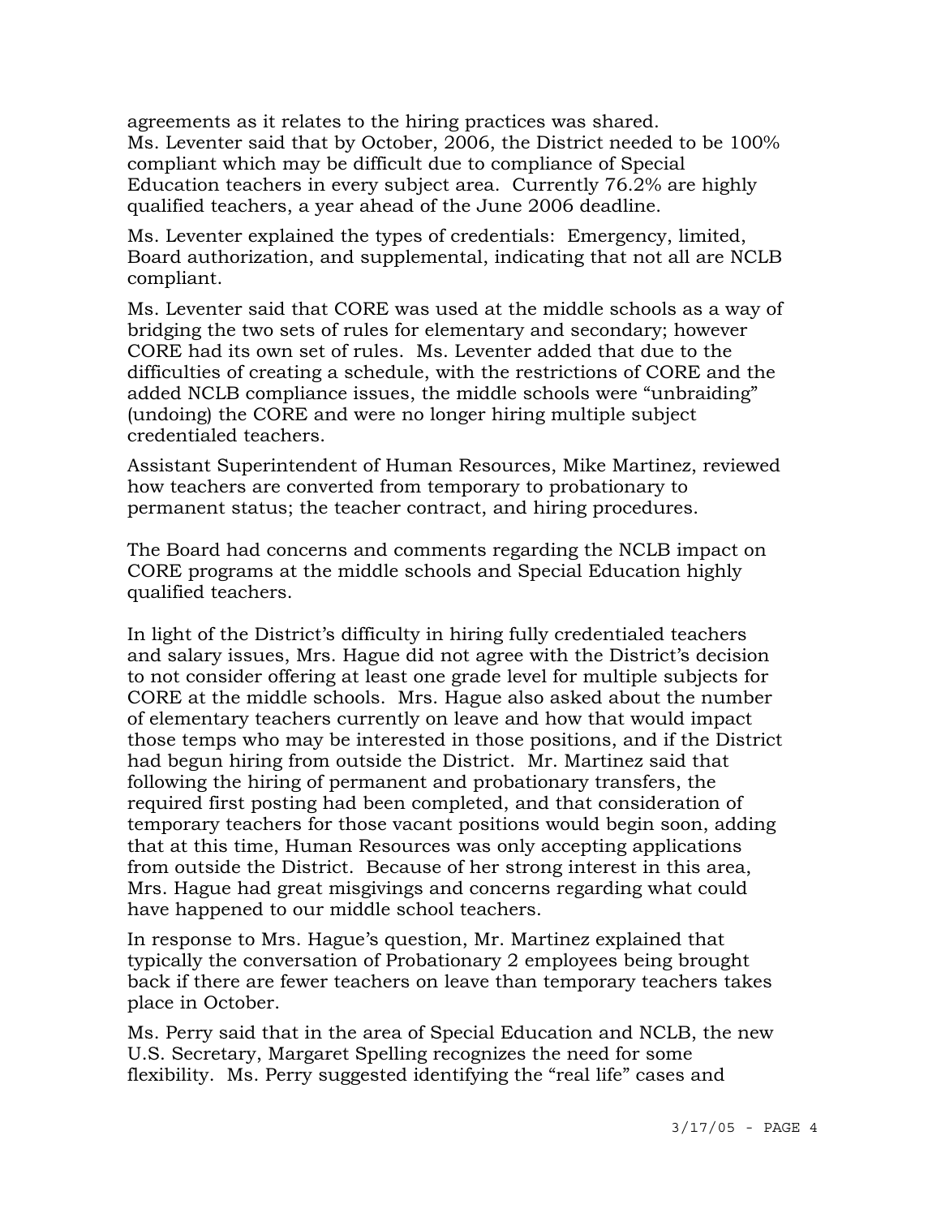agreements as it relates to the hiring practices was shared. Ms. Leventer said that by October, 2006, the District needed to be 100% compliant which may be difficult due to compliance of Special Education teachers in every subject area. Currently 76.2% are highly qualified teachers, a year ahead of the June 2006 deadline.

Ms. Leventer explained the types of credentials: Emergency, limited, Board authorization, and supplemental, indicating that not all are NCLB compliant.

Ms. Leventer said that CORE was used at the middle schools as a way of bridging the two sets of rules for elementary and secondary; however CORE had its own set of rules. Ms. Leventer added that due to the difficulties of creating a schedule, with the restrictions of CORE and the added NCLB compliance issues, the middle schools were "unbraiding" (undoing) the CORE and were no longer hiring multiple subject credentialed teachers.

Assistant Superintendent of Human Resources, Mike Martinez, reviewed how teachers are converted from temporary to probationary to permanent status; the teacher contract, and hiring procedures.

The Board had concerns and comments regarding the NCLB impact on CORE programs at the middle schools and Special Education highly qualified teachers.

In light of the District's difficulty in hiring fully credentialed teachers and salary issues, Mrs. Hague did not agree with the District's decision to not consider offering at least one grade level for multiple subjects for CORE at the middle schools. Mrs. Hague also asked about the number of elementary teachers currently on leave and how that would impact those temps who may be interested in those positions, and if the District had begun hiring from outside the District. Mr. Martinez said that following the hiring of permanent and probationary transfers, the required first posting had been completed, and that consideration of temporary teachers for those vacant positions would begin soon, adding that at this time, Human Resources was only accepting applications from outside the District. Because of her strong interest in this area, Mrs. Hague had great misgivings and concerns regarding what could have happened to our middle school teachers.

In response to Mrs. Hague's question, Mr. Martinez explained that typically the conversation of Probationary 2 employees being brought back if there are fewer teachers on leave than temporary teachers takes place in October.

Ms. Perry said that in the area of Special Education and NCLB, the new U.S. Secretary, Margaret Spelling recognizes the need for some flexibility. Ms. Perry suggested identifying the "real life" cases and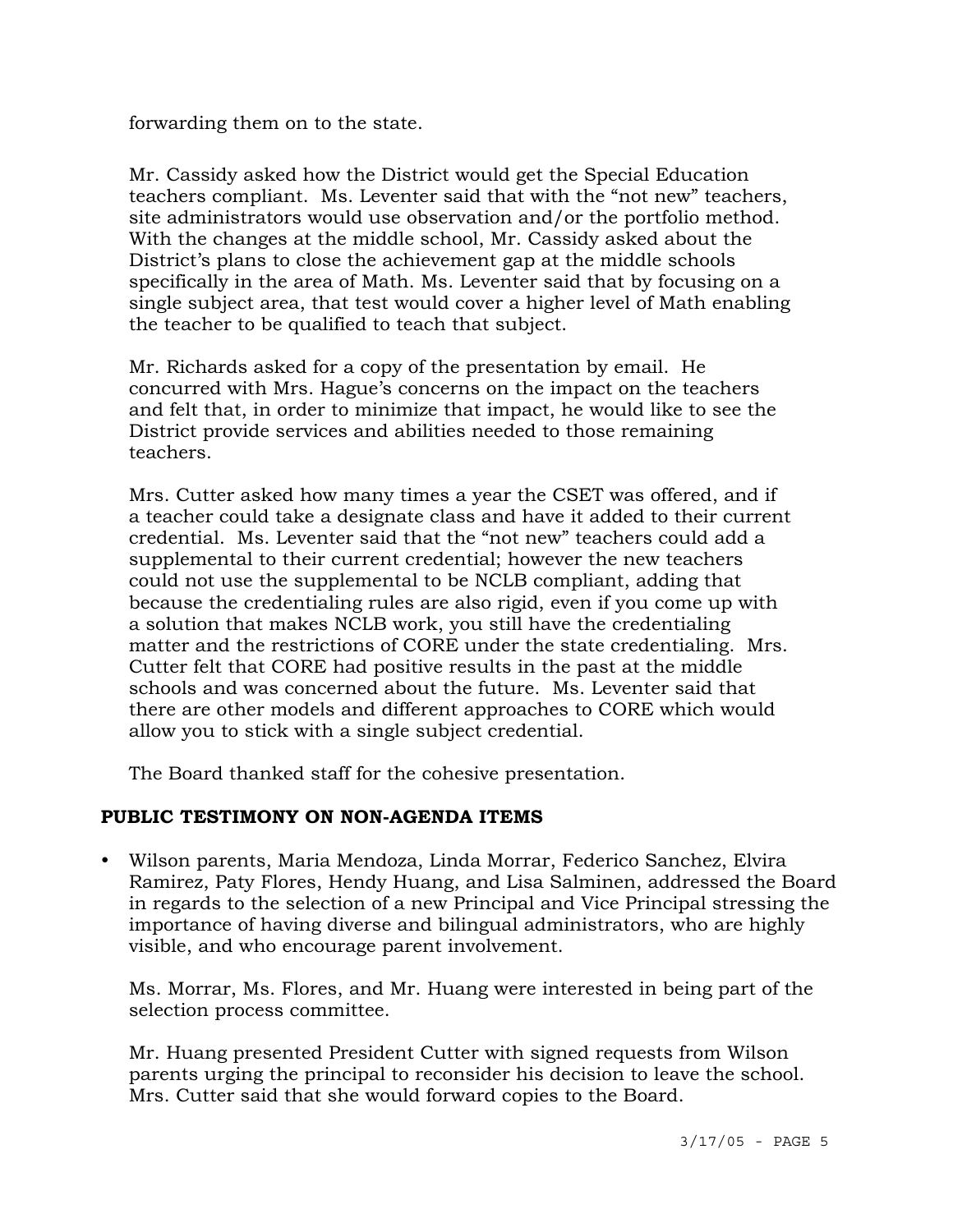forwarding them on to the state.

Mr. Cassidy asked how the District would get the Special Education teachers compliant. Ms. Leventer said that with the "not new" teachers, site administrators would use observation and/or the portfolio method. With the changes at the middle school, Mr. Cassidy asked about the District's plans to close the achievement gap at the middle schools specifically in the area of Math. Ms. Leventer said that by focusing on a single subject area, that test would cover a higher level of Math enabling the teacher to be qualified to teach that subject.

Mr. Richards asked for a copy of the presentation by email. He concurred with Mrs. Hague's concerns on the impact on the teachers and felt that, in order to minimize that impact, he would like to see the District provide services and abilities needed to those remaining teachers.

Mrs. Cutter asked how many times a year the CSET was offered, and if a teacher could take a designate class and have it added to their current credential. Ms. Leventer said that the "not new" teachers could add a supplemental to their current credential; however the new teachers could not use the supplemental to be NCLB compliant, adding that because the credentialing rules are also rigid, even if you come up with a solution that makes NCLB work, you still have the credentialing matter and the restrictions of CORE under the state credentialing. Mrs. Cutter felt that CORE had positive results in the past at the middle schools and was concerned about the future. Ms. Leventer said that there are other models and different approaches to CORE which would allow you to stick with a single subject credential.

The Board thanked staff for the cohesive presentation.

## PUBLIC TESTIMONY ON NON-AGENDA ITEMS

- Wilson parents, Maria Mendoza, Linda Morrar, Federico Sanchez, Elvira Ramirez, Paty Flores, Hendy Huang, and Lisa Salminen, addressed the Board in regards to the selection of a new Principal and Vice Principal stressing the importance of having diverse and bilingual administrators, who are highly visible, and who encourage parent involvement.

  Ms. Morrar, Ms. Flores, and Mr. Huang were interested in being part of the selection process committee.

  Mr. Huang presented President Cutter with signed requests from Wilson parents urging the principal to reconsider his decision to leave the school. Mrs. Cutter said that she would forward copies to the Board.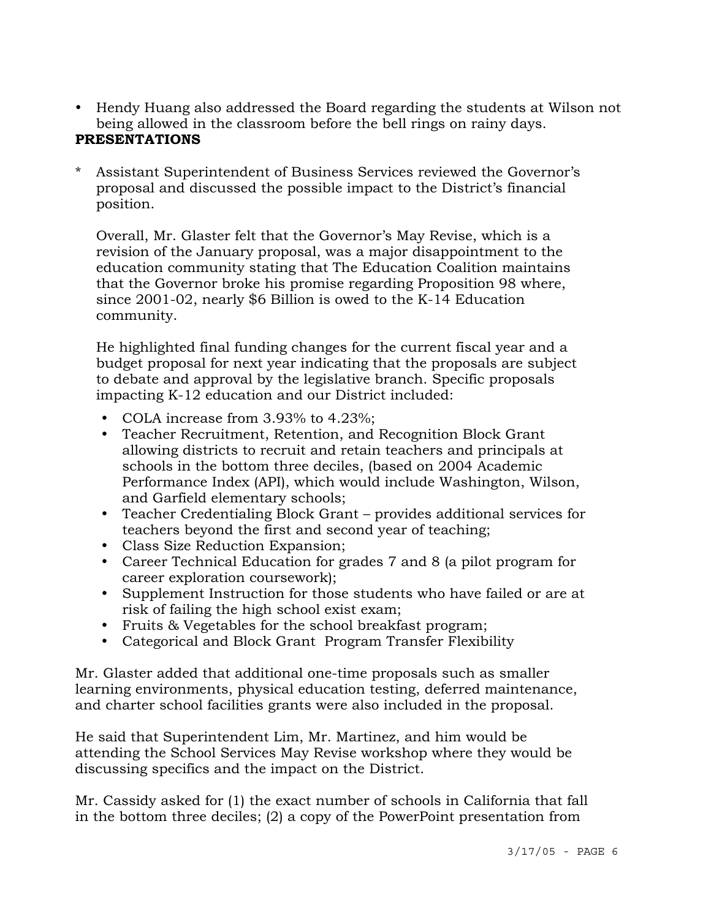- Hendy Huang also addressed the Board regarding the students at Wilson not being allowed in the classroom before the bell rings on rainy days.

**PRESENTATIONS**

* Assistant Superintendent of Business Services reviewed the Governor's proposal and discussed the possible impact to the District's financial position.

  Overall, Mr. Glaster felt that the Governor's May Revise, which is a revision of the January proposal, was a major disappointment to the education community stating that The Education Coalition maintains that the Governor broke his promise regarding Proposition 98 where, since 2001-02, nearly $6 Billion is owed to the K-14 Education community.

  He highlighted final funding changes for the current fiscal year and a budget proposal for next year indicating that the proposals are subject to debate and approval by the legislative branch. Specific proposals impacting K-12 education and our District included:

  - COLA increase from 3.93% to 4.23%;
  - Teacher Recruitment, Retention, and Recognition Block Grant allowing districts to recruit and retain teachers and principals at schools in the bottom three deciles, (based on 2004 Academic Performance Index (API), which would include Washington, Wilson, and Garfield elementary schools;
  - Teacher Credentialing Block Grant – provides additional services for teachers beyond the first and second year of teaching;
  - Class Size Reduction Expansion;
  - Career Technical Education for grades 7 and 8 (a pilot program for career exploration coursework);
  - Supplement Instruction for those students who have failed or are at risk of failing the high school exist exam;
  - Fruits & Vegetables for the school breakfast program;
  - Categorical and Block Grant Program Transfer Flexibility

Mr. Glaster added that additional one-time proposals such as smaller learning environments, physical education testing, deferred maintenance, and charter school facilities grants were also included in the proposal.

He said that Superintendent Lim, Mr. Martinez, and him would be attending the School Services May Revise workshop where they would be discussing specifics and the impact on the District.

Mr. Cassidy asked for (1) the exact number of schools in California that fall in the bottom three deciles; (2) a copy of the PowerPoint presentation from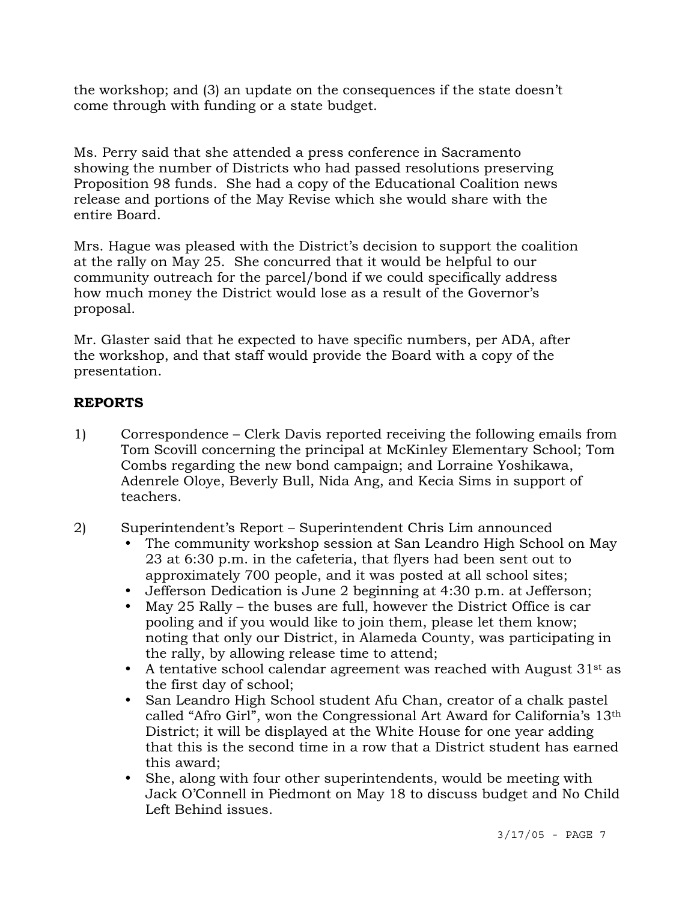the workshop; and (3) an update on the consequences if the state doesn't come through with funding or a state budget.

Ms. Perry said that she attended a press conference in Sacramento showing the number of Districts who had passed resolutions preserving Proposition 98 funds. She had a copy of the Educational Coalition news release and portions of the May Revise which she would share with the entire Board.

Mrs. Hague was pleased with the District's decision to support the coalition at the rally on May 25. She concurred that it would be helpful to our community outreach for the parcel/bond if we could specifically address how much money the District would lose as a result of the Governor's proposal.

Mr. Glaster said that he expected to have specific numbers, per ADA, after the workshop, and that staff would provide the Board with a copy of the presentation.

**REPORTS**

1) Correspondence – Clerk Davis reported receiving the following emails from Tom Scovill concerning the principal at McKinley Elementary School; Tom Combs regarding the new bond campaign; and Lorraine Yoshikawa, Adenrele Oloye, Beverly Bull, Nida Ang, and Kecia Sims in support of teachers.

2) Superintendent's Report – Superintendent Chris Lim announced
   - The community workshop session at San Leandro High School on May 23 at 6:30 p.m. in the cafeteria, that flyers had been sent out to approximately 700 people, and it was posted at all school sites;
   - Jefferson Dedication is June 2 beginning at 4:30 p.m. at Jefferson;
   - May 25 Rally – the buses are full, however the District Office is car pooling and if you would like to join them, please let them know; noting that only our District, in Alameda County, was participating in the rally, by allowing release time to attend;
   - A tentative school calendar agreement was reached with August 31st as the first day of school;
   - San Leandro High School student Afu Chan, creator of a chalk pastel called "Afro Girl", won the Congressional Art Award for California's 13th District; it will be displayed at the White House for one year adding that this is the second time in a row that a District student has earned this award;
   - She, along with four other superintendents, would be meeting with Jack O'Connell in Piedmont on May 18 to discuss budget and No Child Left Behind issues.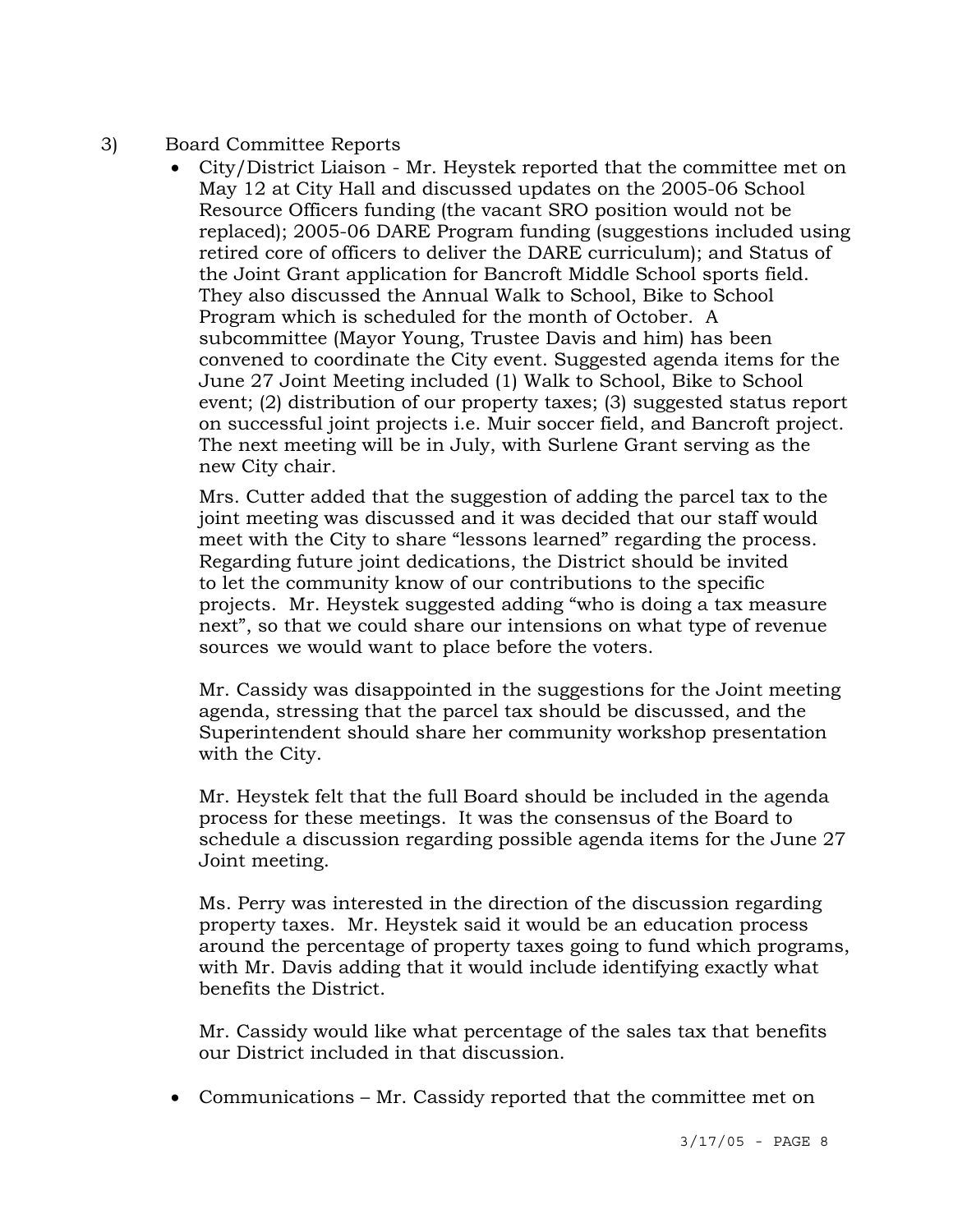3) Board Committee Reports

- City/District Liaison - Mr. Heystek reported that the committee met on May 12 at City Hall and discussed updates on the 2005-06 School Resource Officers funding (the vacant SRO position would not be replaced); 2005-06 DARE Program funding (suggestions included using retired core of officers to deliver the DARE curriculum); and Status of the Joint Grant application for Bancroft Middle School sports field. They also discussed the Annual Walk to School, Bike to School Program which is scheduled for the month of October. A subcommittee (Mayor Young, Trustee Davis and him) has been convened to coordinate the City event. Suggested agenda items for the June 27 Joint Meeting included (1) Walk to School, Bike to School event; (2) distribution of our property taxes; (3) suggested status report on successful joint projects i.e. Muir soccer field, and Bancroft project. The next meeting will be in July, with Surlene Grant serving as the new City chair.

  Mrs. Cutter added that the suggestion of adding the parcel tax to the joint meeting was discussed and it was decided that our staff would meet with the City to share "lessons learned" regarding the process. Regarding future joint dedications, the District should be invited to let the community know of our contributions to the specific projects. Mr. Heystek suggested adding "who is doing a tax measure next", so that we could share our intensions on what type of revenue sources we would want to place before the voters.

  Mr. Cassidy was disappointed in the suggestions for the Joint meeting agenda, stressing that the parcel tax should be discussed, and the Superintendent should share her community workshop presentation with the City.

  Mr. Heystek felt that the full Board should be included in the agenda process for these meetings. It was the consensus of the Board to schedule a discussion regarding possible agenda items for the June 27 Joint meeting.

  Ms. Perry was interested in the direction of the discussion regarding property taxes. Mr. Heystek said it would be an education process around the percentage of property taxes going to fund which programs, with Mr. Davis adding that it would include identifying exactly what benefits the District.

  Mr. Cassidy would like what percentage of the sales tax that benefits our District included in that discussion.

- Communications – Mr. Cassidy reported that the committee met on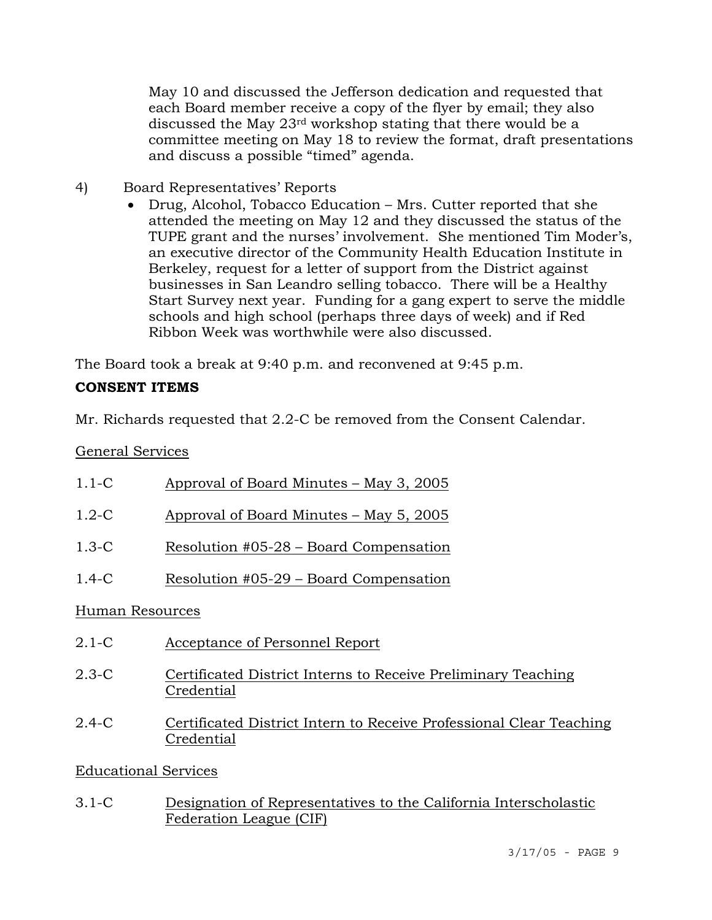May 10 and discussed the Jefferson dedication and requested that each Board member receive a copy of the flyer by email; they also discussed the May 23rd workshop stating that there would be a committee meeting on May 18 to review the format, draft presentations and discuss a possible "timed" agenda.

4) Board Representatives' Reports

- Drug, Alcohol, Tobacco Education – Mrs. Cutter reported that she attended the meeting on May 12 and they discussed the status of the TUPE grant and the nurses' involvement. She mentioned Tim Moder's, an executive director of the Community Health Education Institute in Berkeley, request for a letter of support from the District against businesses in San Leandro selling tobacco. There will be a Healthy Start Survey next year. Funding for a gang expert to serve the middle schools and high school (perhaps three days of week) and if Red Ribbon Week was worthwhile were also discussed.

The Board took a break at 9:40 p.m. and reconvened at 9:45 p.m.

**CONSENT ITEMS**

Mr. Richards requested that 2.2-C be removed from the Consent Calendar.

General Services

1.1-C Approval of Board Minutes – May 3, 2005

1.2-C Approval of Board Minutes – May 5, 2005

1.3-C Resolution #05-28 – Board Compensation

1.4-C Resolution #05-29 – Board Compensation

Human Resources

2.1-C Acceptance of Personnel Report

2.3-C Certificated District Interns to Receive Preliminary Teaching Credential

2.4-C Certificated District Intern to Receive Professional Clear Teaching Credential

Educational Services

3.1-C Designation of Representatives to the California Interscholastic Federation League (CIF)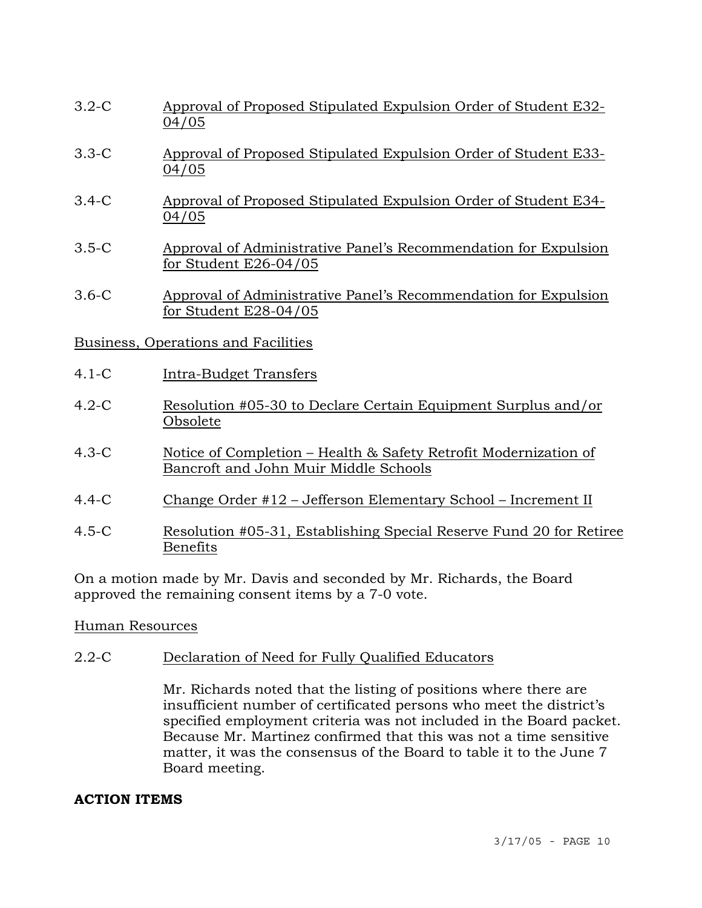3.2-C Approval of Proposed Stipulated Expulsion Order of Student E32-04/05

3.3-C Approval of Proposed Stipulated Expulsion Order of Student E33-04/05

3.4-C Approval of Proposed Stipulated Expulsion Order of Student E34-04/05

3.5-C Approval of Administrative Panel's Recommendation for Expulsion for Student E26-04/05

3.6-C Approval of Administrative Panel's Recommendation for Expulsion for Student E28-04/05

Business, Operations and Facilities

4.1-C Intra-Budget Transfers

4.2-C Resolution #05-30 to Declare Certain Equipment Surplus and/or Obsolete

4.3-C Notice of Completion – Health & Safety Retrofit Modernization of Bancroft and John Muir Middle Schools

4.4-C Change Order #12 – Jefferson Elementary School – Increment II

4.5-C Resolution #05-31, Establishing Special Reserve Fund 20 for Retiree Benefits

On a motion made by Mr. Davis and seconded by Mr. Richards, the Board approved the remaining consent items by a 7-0 vote.

Human Resources

2.2-C Declaration of Need for Fully Qualified Educators

Mr. Richards noted that the listing of positions where there are insufficient number of certificated persons who meet the district's specified employment criteria was not included in the Board packet. Because Mr. Martinez confirmed that this was not a time sensitive matter, it was the consensus of the Board to table it to the June 7 Board meeting.

**ACTION ITEMS**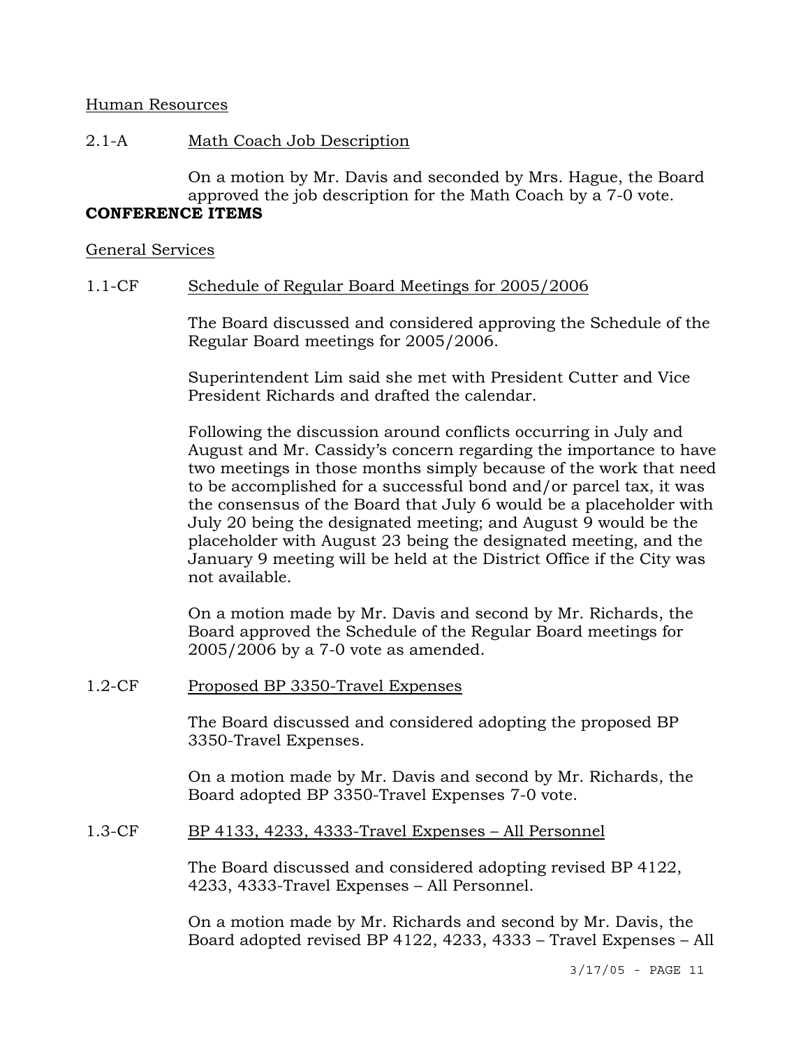Human Resources

2.1-A Math Coach Job Description

On a motion by Mr. Davis and seconded by Mrs. Hague, the Board approved the job description for the Math Coach by a 7-0 vote.

**CONFERENCE ITEMS**

General Services

1.1-CF Schedule of Regular Board Meetings for 2005/2006

The Board discussed and considered approving the Schedule of the Regular Board meetings for 2005/2006.

Superintendent Lim said she met with President Cutter and Vice President Richards and drafted the calendar.

Following the discussion around conflicts occurring in July and August and Mr. Cassidy's concern regarding the importance to have two meetings in those months simply because of the work that need to be accomplished for a successful bond and/or parcel tax, it was the consensus of the Board that July 6 would be a placeholder with July 20 being the designated meeting; and August 9 would be the placeholder with August 23 being the designated meeting, and the January 9 meeting will be held at the District Office if the City was not available.

On a motion made by Mr. Davis and second by Mr. Richards, the Board approved the Schedule of the Regular Board meetings for 2005/2006 by a 7-0 vote as amended.

1.2-CF Proposed BP 3350-Travel Expenses

The Board discussed and considered adopting the proposed BP 3350-Travel Expenses.

On a motion made by Mr. Davis and second by Mr. Richards, the Board adopted BP 3350-Travel Expenses 7-0 vote.

1.3-CF BP 4133, 4233, 4333-Travel Expenses – All Personnel

The Board discussed and considered adopting revised BP 4122, 4233, 4333-Travel Expenses – All Personnel.

On a motion made by Mr. Richards and second by Mr. Davis, the Board adopted revised BP 4122, 4233, 4333 – Travel Expenses – All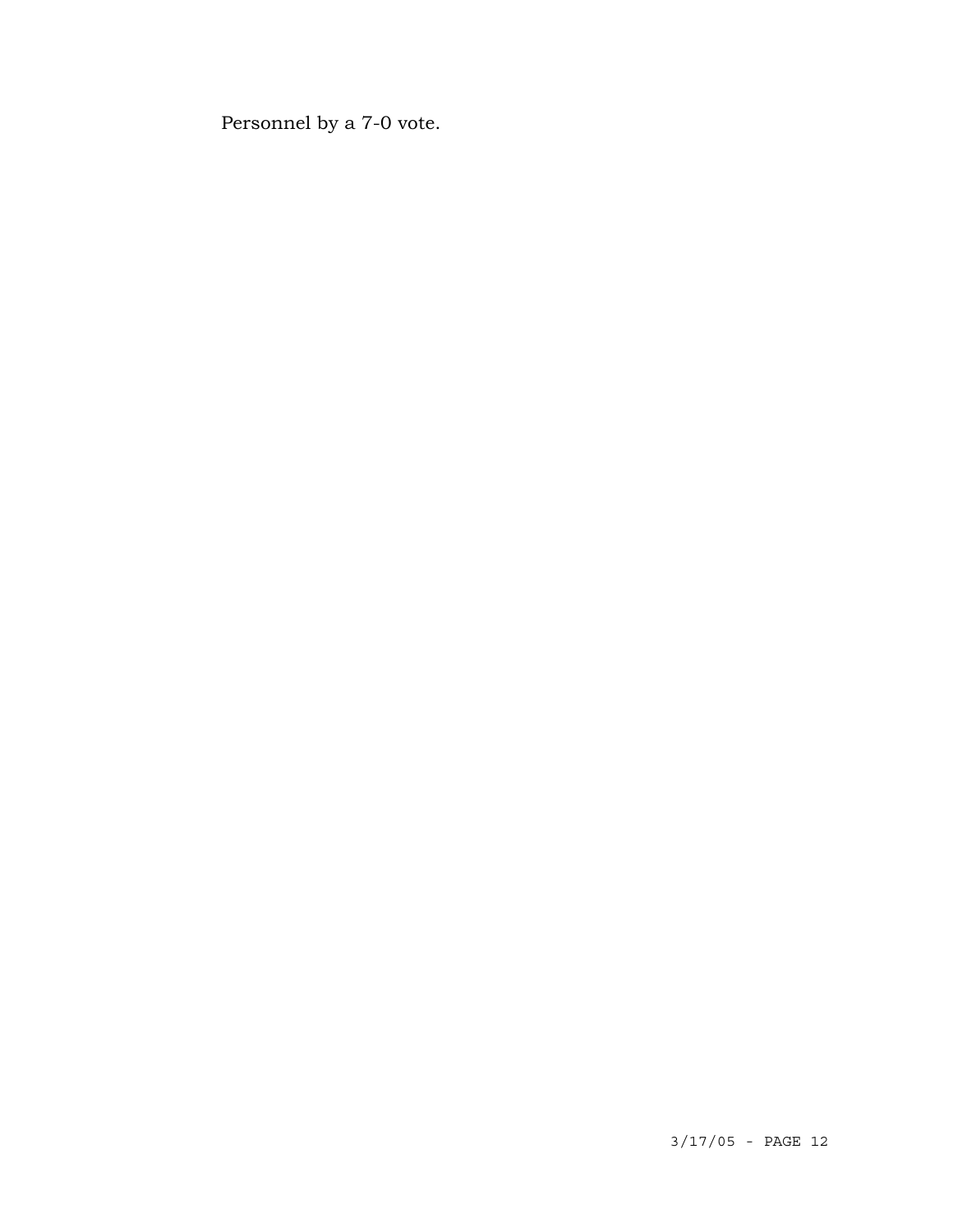Personnel by a 7-0 vote.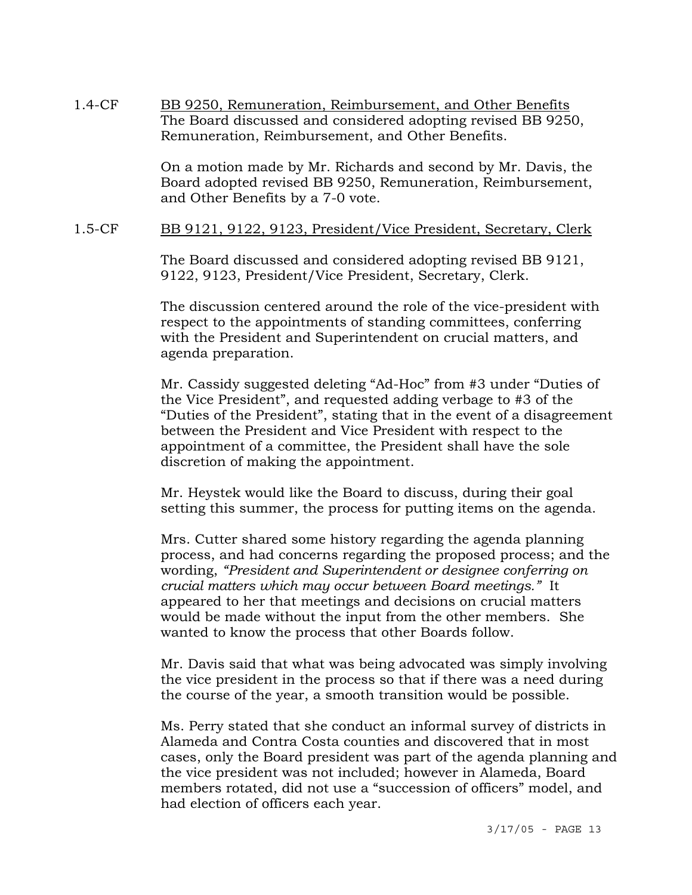1.4-CF <u>BB 9250, Remuneration, Reimbursement, and Other Benefits</u>
The Board discussed and considered adopting revised BB 9250, Remuneration, Reimbursement, and Other Benefits.

On a motion made by Mr. Richards and second by Mr. Davis, the Board adopted revised BB 9250, Remuneration, Reimbursement, and Other Benefits by a 7-0 vote.

1.5-CF <u>BB 9121, 9122, 9123, President/Vice President, Secretary, Clerk</u>

The Board discussed and considered adopting revised BB 9121, 9122, 9123, President/Vice President, Secretary, Clerk.

The discussion centered around the role of the vice-president with respect to the appointments of standing committees, conferring with the President and Superintendent on crucial matters, and agenda preparation.

Mr. Cassidy suggested deleting "Ad-Hoc" from #3 under "Duties of the Vice President", and requested adding verbage to #3 of the "Duties of the President", stating that in the event of a disagreement between the President and Vice President with respect to the appointment of a committee, the President shall have the sole discretion of making the appointment.

Mr. Heystek would like the Board to discuss, during their goal setting this summer, the process for putting items on the agenda.

Mrs. Cutter shared some history regarding the agenda planning process, and had concerns regarding the proposed process; and the wording, *"President and Superintendent or designee conferring on crucial matters which may occur between Board meetings."* It appeared to her that meetings and decisions on crucial matters would be made without the input from the other members. She wanted to know the process that other Boards follow.

Mr. Davis said that what was being advocated was simply involving the vice president in the process so that if there was a need during the course of the year, a smooth transition would be possible.

Ms. Perry stated that she conduct an informal survey of districts in Alameda and Contra Costa counties and discovered that in most cases, only the Board president was part of the agenda planning and the vice president was not included; however in Alameda, Board members rotated, did not use a "succession of officers" model, and had election of officers each year.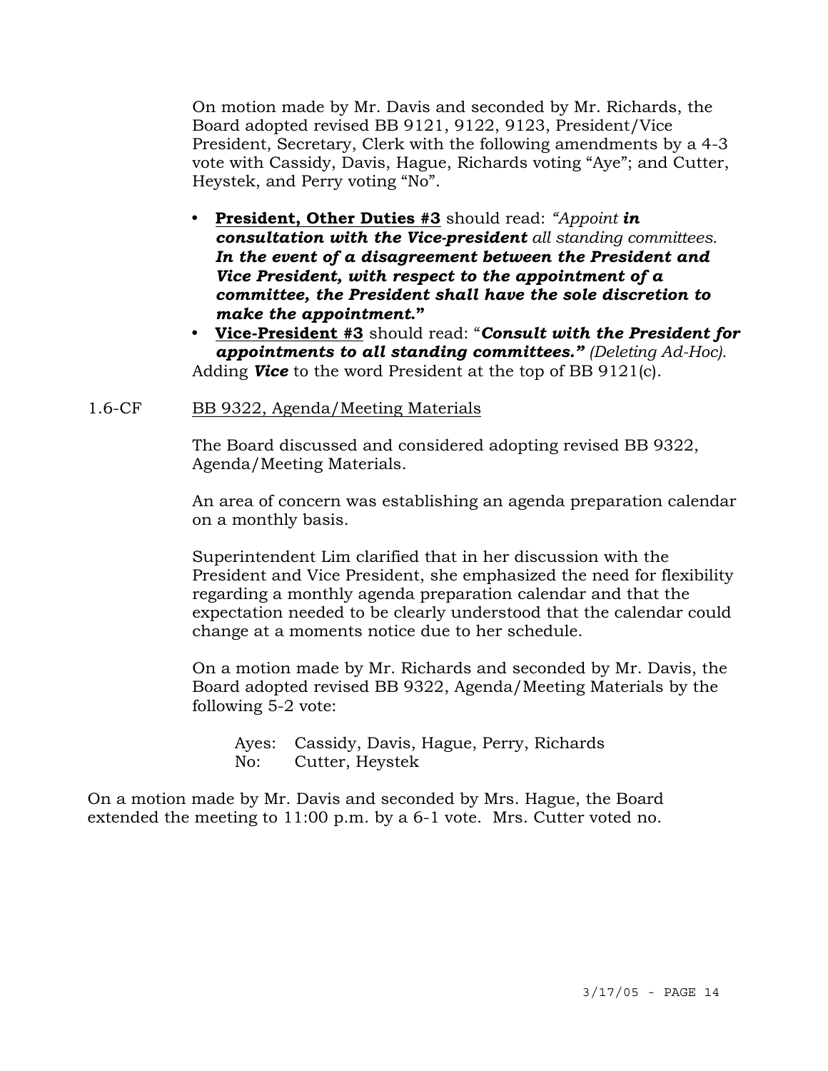On motion made by Mr. Davis and seconded by Mr. Richards, the Board adopted revised BB 9121, 9122, 9123, President/Vice President, Secretary, Clerk with the following amendments by a 4-3 vote with Cassidy, Davis, Hague, Richards voting "Aye"; and Cutter, Heystek, and Perry voting "No".

- **President, Other Duties #3** should read: *"Appoint* ***in consultation with the Vice-president*** *all standing committees.* ***In the event of a disagreement between the President and Vice President, with respect to the appointment of a committee, the President shall have the sole discretion to make the appointment."***
- **Vice-President #3** should read: "***Consult with the President for appointments to all standing committees."*** *(Deleting Ad-Hoc).*

Adding ***Vice*** to the word President at the top of BB 9121(c).

1.6-CF BB 9322, Agenda/Meeting Materials

The Board discussed and considered adopting revised BB 9322, Agenda/Meeting Materials.

An area of concern was establishing an agenda preparation calendar on a monthly basis.

Superintendent Lim clarified that in her discussion with the President and Vice President, she emphasized the need for flexibility regarding a monthly agenda preparation calendar and that the expectation needed to be clearly understood that the calendar could change at a moments notice due to her schedule.

On a motion made by Mr. Richards and seconded by Mr. Davis, the Board adopted revised BB 9322, Agenda/Meeting Materials by the following 5-2 vote:

Ayes: Cassidy, Davis, Hague, Perry, Richards
No: Cutter, Heystek

On a motion made by Mr. Davis and seconded by Mrs. Hague, the Board extended the meeting to 11:00 p.m. by a 6-1 vote. Mrs. Cutter voted no.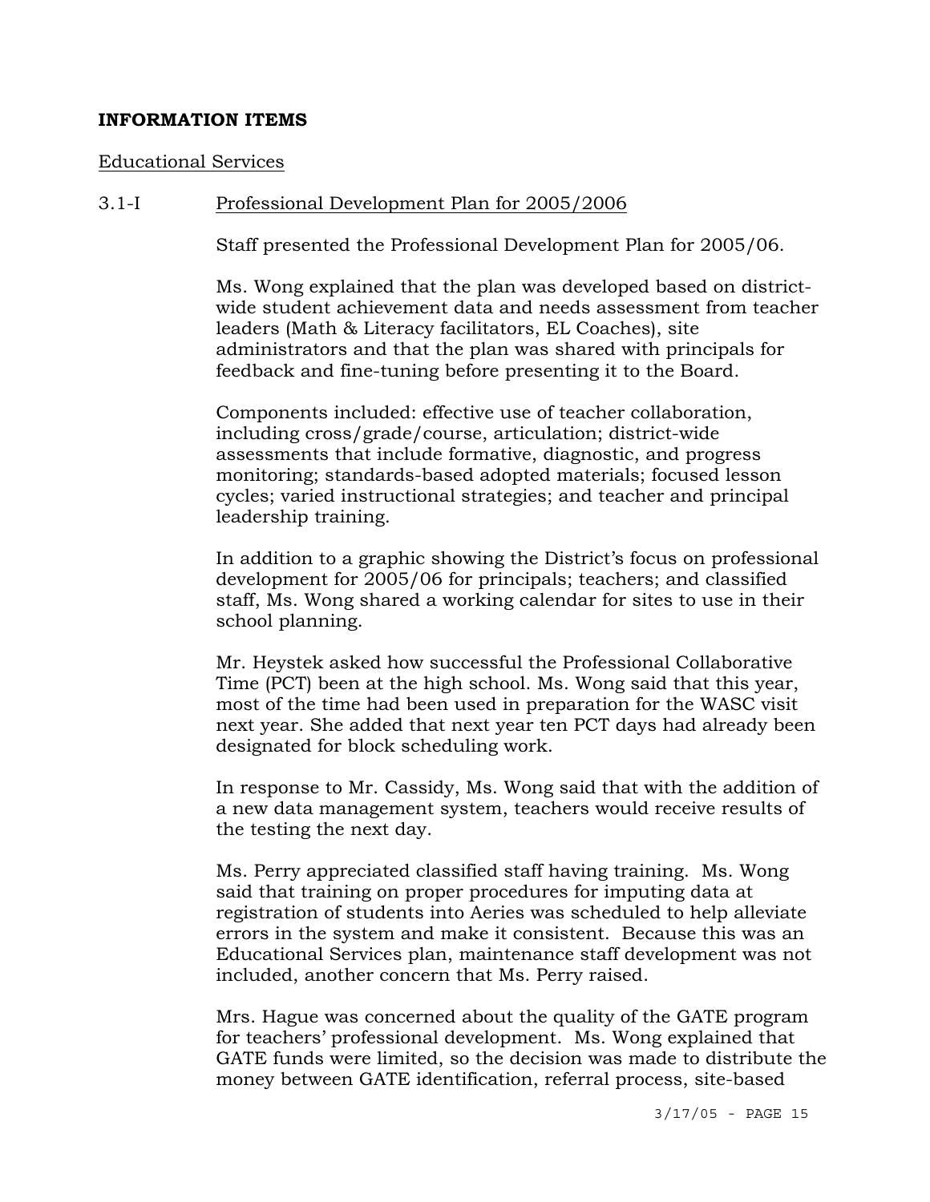**INFORMATION ITEMS**

Educational Services

3.1-I Professional Development Plan for 2005/2006

Staff presented the Professional Development Plan for 2005/06.

Ms. Wong explained that the plan was developed based on district-wide student achievement data and needs assessment from teacher leaders (Math & Literacy facilitators, EL Coaches), site administrators and that the plan was shared with principals for feedback and fine-tuning before presenting it to the Board.

Components included: effective use of teacher collaboration, including cross/grade/course, articulation; district-wide assessments that include formative, diagnostic, and progress monitoring; standards-based adopted materials; focused lesson cycles; varied instructional strategies; and teacher and principal leadership training.

In addition to a graphic showing the District's focus on professional development for 2005/06 for principals; teachers; and classified staff, Ms. Wong shared a working calendar for sites to use in their school planning.

Mr. Heystek asked how successful the Professional Collaborative Time (PCT) been at the high school. Ms. Wong said that this year, most of the time had been used in preparation for the WASC visit next year. She added that next year ten PCT days had already been designated for block scheduling work.

In response to Mr. Cassidy, Ms. Wong said that with the addition of a new data management system, teachers would receive results of the testing the next day.

Ms. Perry appreciated classified staff having training. Ms. Wong said that training on proper procedures for imputing data at registration of students into Aeries was scheduled to help alleviate errors in the system and make it consistent. Because this was an Educational Services plan, maintenance staff development was not included, another concern that Ms. Perry raised.

Mrs. Hague was concerned about the quality of the GATE program for teachers' professional development. Ms. Wong explained that GATE funds were limited, so the decision was made to distribute the money between GATE identification, referral process, site-based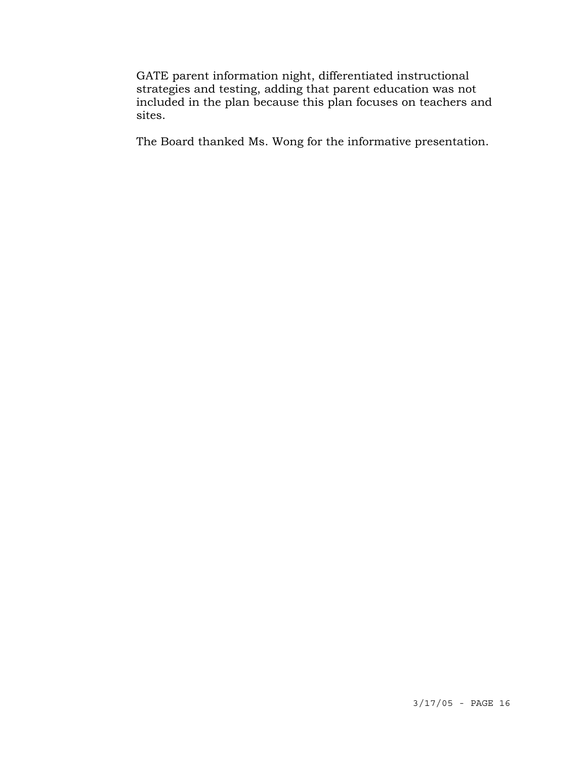GATE parent information night, differentiated instructional strategies and testing, adding that parent education was not included in the plan because this plan focuses on teachers and sites.

The Board thanked Ms. Wong for the informative presentation.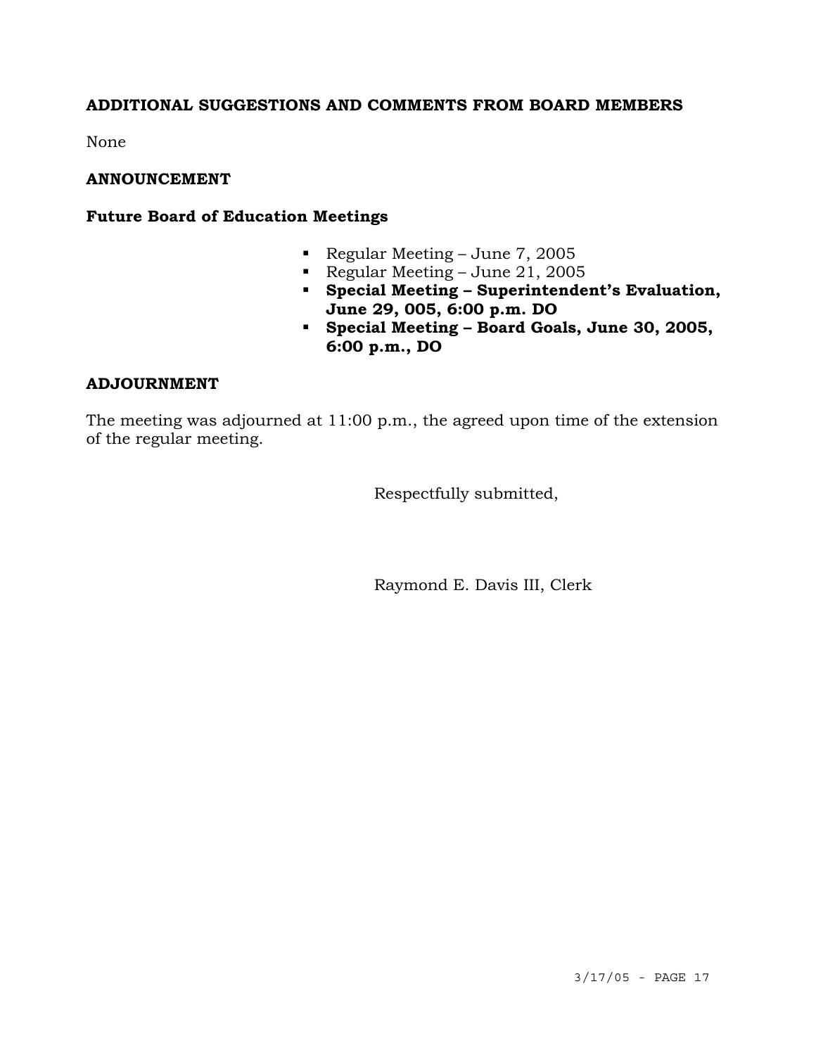## ADDITIONAL SUGGESTIONS AND COMMENTS FROM BOARD MEMBERS

None

## ANNOUNCEMENT

### Future Board of Education Meetings

- Regular Meeting – June 7, 2005
- Regular Meeting – June 21, 2005
- **Special Meeting – Superintendent's Evaluation, June 29, 005, 6:00 p.m. DO**
- **Special Meeting – Board Goals, June 30, 2005, 6:00 p.m., DO**

## ADJOURNMENT

The meeting was adjourned at 11:00 p.m., the agreed upon time of the extension of the regular meeting.

Respectfully submitted,

Raymond E. Davis III, Clerk